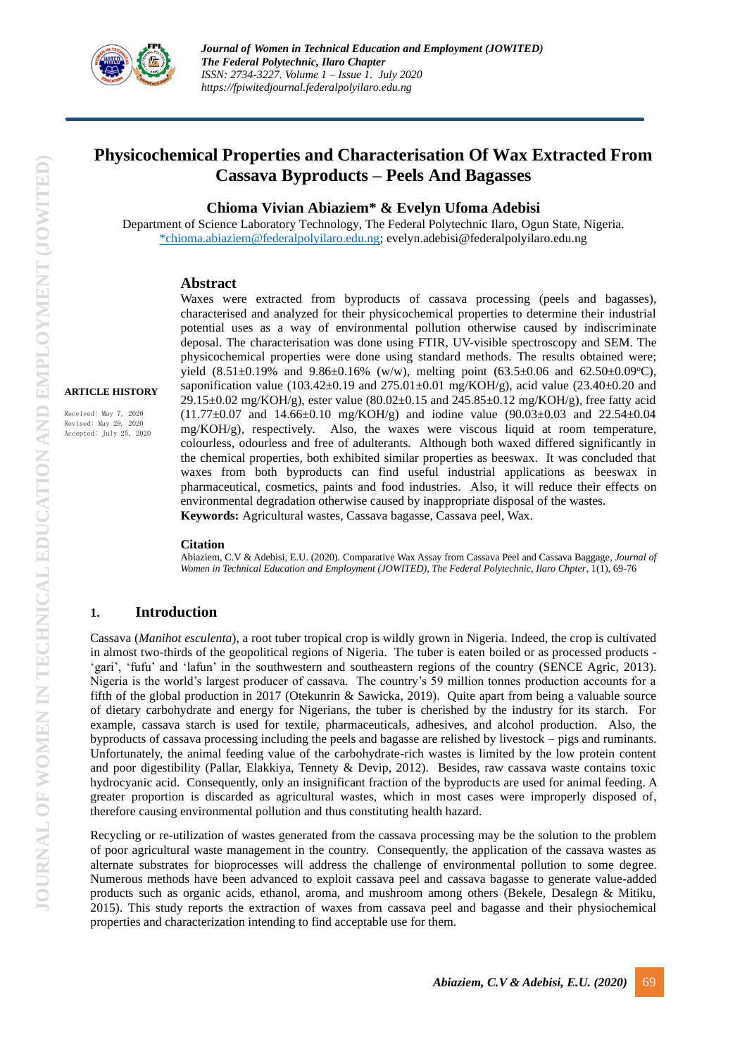# Physicochemical Properties and Characterisation Of Wax Extracted From Cassava Byproducts – Peels And Bagasses

**Chioma Vivian Abiaziem\* & Evelyn Ufoma Adebisi**

Department of Science Laboratory Technology, The Federal Polytechnic Ilaro, Ogun State, Nigeria.
*chioma.abiaziem@federalpolyilaro.edu.ng; evelyn.adebisi@federalpolyilaro.edu.ng

**ARTICLE HISTORY**

Received: May 7, 2020
Revised: May 29, 2020
Accepted: July 25, 2020

## Abstract

Waxes were extracted from byproducts of cassava processing (peels and bagasses), characterised and analyzed for their physicochemical properties to determine their industrial potential uses as a way of environmental pollution otherwise caused by indiscriminate deposal. The characterisation was done using FTIR, UV-visible spectroscopy and SEM. The physicochemical properties were done using standard methods. The results obtained were; yield (8.51±0.19% and 9.86±0.16% (w/w), melting point (63.5±0.06 and 62.50±0.09$^{o}$C), saponification value (103.42±0.19 and 275.01±0.01 mg/KOH/g), acid value (23.40±0.20 and 29.15±0.02 mg/KOH/g), ester value (80.02±0.15 and 245.85±0.12 mg/KOH/g), free fatty acid (11.77±0.07 and 14.66±0.10 mg/KOH/g) and iodine value (90.03±0.03 and 22.54±0.04 mg/KOH/g), respectively. Also, the waxes were viscous liquid at room temperature, colourless, odourless and free of adulterants. Although both waxed differed significantly in the chemical properties, both exhibited similar properties as beeswax. It was concluded that waxes from both byproducts can find useful industrial applications as beeswax in pharmaceutical, cosmetics, paints and food industries. Also, it will reduce their effects on environmental degradation otherwise caused by inappropriate disposal of the wastes.

**Keywords:** Agricultural wastes, Cassava bagasse, Cassava peel, Wax.

**Citation**

Abiaziem, C.V & Adebisi, E.U. (2020). Comparative Wax Assay from Cassava Peel and Cassava Baggage, *Journal of Women in Technical Education and Employment (JOWITED), The Federal Polytechnic, Ilaro Chpter*, 1(1), 69-76

## 1. Introduction

Cassava (*Manihot esculenta*), a root tuber tropical crop is wildly grown in Nigeria. Indeed, the crop is cultivated in almost two-thirds of the geopolitical regions of Nigeria. The tuber is eaten boiled or as processed products - 'gari', 'fufu' and 'lafun' in the southwestern and southeastern regions of the country (SENCE Agric, 2013). Nigeria is the world's largest producer of cassava. The country's 59 million tonnes production accounts for a fifth of the global production in 2017 (Otekunrin & Sawicka, 2019). Quite apart from being a valuable source of dietary carbohydrate and energy for Nigerians, the tuber is cherished by the industry for its starch. For example, cassava starch is used for textile, pharmaceuticals, adhesives, and alcohol production. Also, the byproducts of cassava processing including the peels and bagasse are relished by livestock – pigs and ruminants. Unfortunately, the animal feeding value of the carbohydrate-rich wastes is limited by the low protein content and poor digestibility (Pallar, Elakkiya, Tennety & Devip, 2012). Besides, raw cassava waste contains toxic hydrocyanic acid. Consequently, only an insignificant fraction of the byproducts are used for animal feeding. A greater proportion is discarded as agricultural wastes, which in most cases were improperly disposed of, therefore causing environmental pollution and thus constituting health hazard.

Recycling or re-utilization of wastes generated from the cassava processing may be the solution to the problem of poor agricultural waste management in the country. Consequently, the application of the cassava wastes as alternate substrates for bioprocesses will address the challenge of environmental pollution to some degree. Numerous methods have been advanced to exploit cassava peel and cassava bagasse to generate value-added products such as organic acids, ethanol, aroma, and mushroom among others (Bekele, Desalegn & Mitiku, 2015). This study reports the extraction of waxes from cassava peel and bagasse and their physiochemical properties and characterization intending to find acceptable use for them.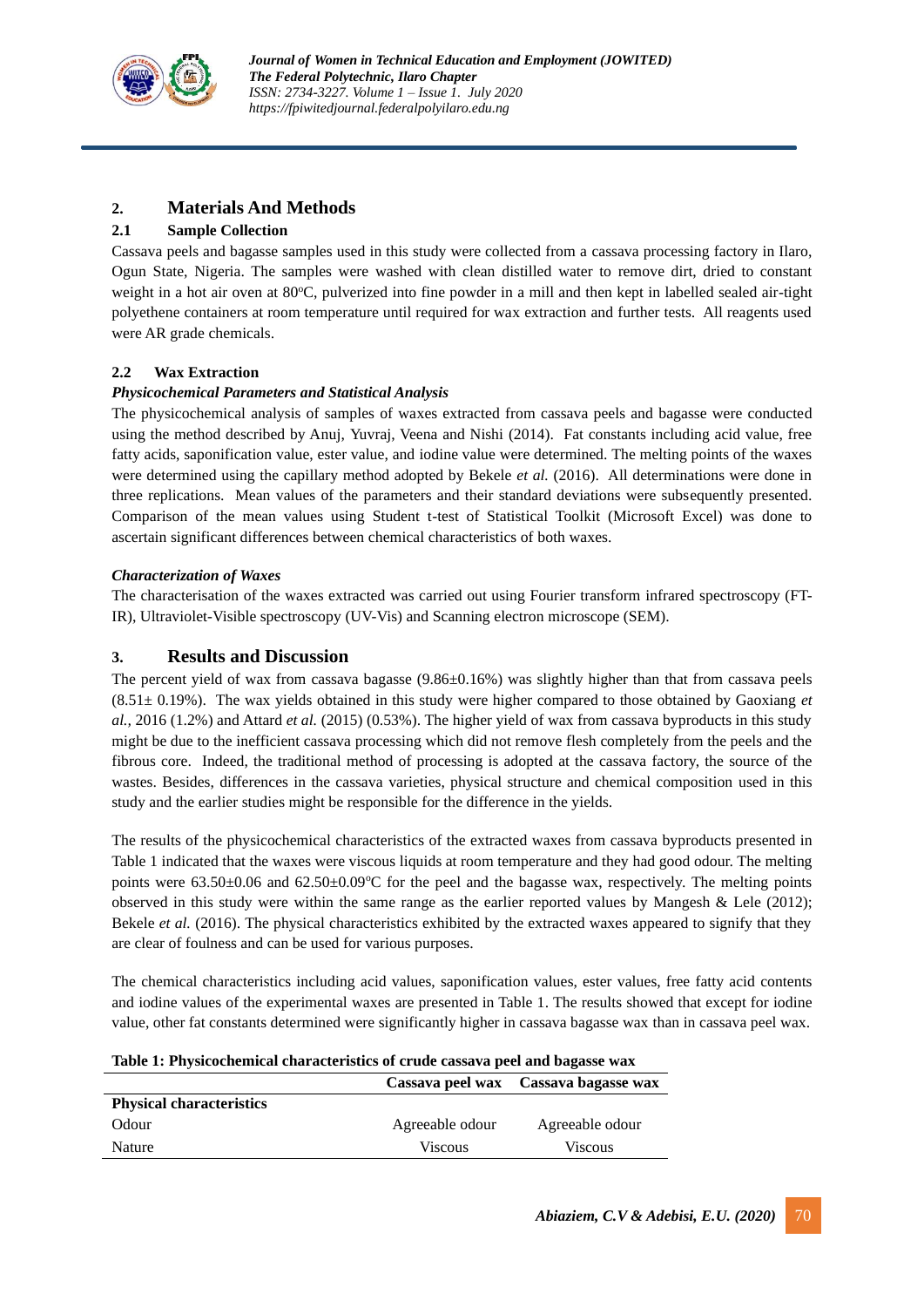## 2. Materials And Methods

### 2.1 Sample Collection

Cassava peels and bagasse samples used in this study were collected from a cassava processing factory in Ilaro, Ogun State, Nigeria. The samples were washed with clean distilled water to remove dirt, dried to constant weight in a hot air oven at 80°C, pulverized into fine powder in a mill and then kept in labelled sealed air-tight polyethene containers at room temperature until required for wax extraction and further tests. All reagents used were AR grade chemicals.

### 2.2 Wax Extraction

***Physicochemical Parameters and Statistical Analysis***

The physicochemical analysis of samples of waxes extracted from cassava peels and bagasse were conducted using the method described by Anuj, Yuvraj, Veena and Nishi (2014). Fat constants including acid value, free fatty acids, saponification value, ester value, and iodine value were determined. The melting points of the waxes were determined using the capillary method adopted by Bekele *et al.* (2016). All determinations were done in three replications. Mean values of the parameters and their standard deviations were subsequently presented. Comparison of the mean values using Student t-test of Statistical Toolkit (Microsoft Excel) was done to ascertain significant differences between chemical characteristics of both waxes.

***Characterization of Waxes***

The characterisation of the waxes extracted was carried out using Fourier transform infrared spectroscopy (FT-IR), Ultraviolet-Visible spectroscopy (UV-Vis) and Scanning electron microscope (SEM).

## 3. Results and Discussion

The percent yield of wax from cassava bagasse (9.86±0.16%) was slightly higher than that from cassava peels (8.51± 0.19%). The wax yields obtained in this study were higher compared to those obtained by Gaoxiang *et al.,* 2016 (1.2%) and Attard *et al.* (2015) (0.53%). The higher yield of wax from cassava byproducts in this study might be due to the inefficient cassava processing which did not remove flesh completely from the peels and the fibrous core. Indeed, the traditional method of processing is adopted at the cassava factory, the source of the wastes. Besides, differences in the cassava varieties, physical structure and chemical composition used in this study and the earlier studies might be responsible for the difference in the yields.

The results of the physicochemical characteristics of the extracted waxes from cassava byproducts presented in Table 1 indicated that the waxes were viscous liquids at room temperature and they had good odour. The melting points were 63.50±0.06 and 62.50±0.09°C for the peel and the bagasse wax, respectively. The melting points observed in this study were within the same range as the earlier reported values by Mangesh & Lele (2012); Bekele *et al.* (2016). The physical characteristics exhibited by the extracted waxes appeared to signify that they are clear of foulness and can be used for various purposes.

The chemical characteristics including acid values, saponification values, ester values, free fatty acid contents and iodine values of the experimental waxes are presented in Table 1. The results showed that except for iodine value, other fat constants determined were significantly higher in cassava bagasse wax than in cassava peel wax.

**Table 1: Physicochemical characteristics of crude cassava peel and bagasse wax**

| | Cassava peel wax | Cassava bagasse wax |
|---|---|---|
| **Physical characteristics** | | |
| Odour | Agreeable odour | Agreeable odour |
| Nature | Viscous | Viscous |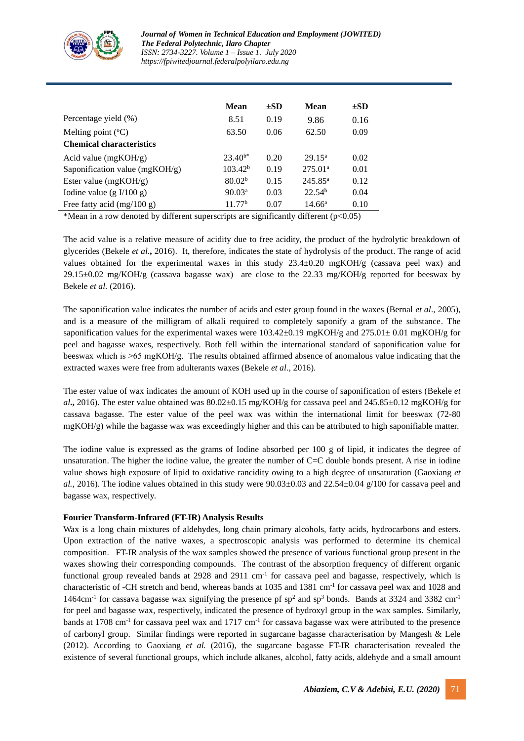| | Mean | ±SD | Mean | ±SD |
|---|---|---|---|---|
| Percentage yield (%) | 8.51 | 0.19 | 9.86 | 0.16 |
| Melting point (°C) | 63.50 | 0.06 | 62.50 | 0.09 |
| **Chemical characteristics** | | | | |
| Acid value (mgKOH/g) | $23.40^{b*}$ | 0.20 | $29.15^{a}$ | 0.02 |
| Saponification value (mgKOH/g) | $103.42^{b}$ | 0.19 | $275.01^{a}$ | 0.01 |
| Ester value (mgKOH/g) | $80.02^{b}$ | 0.15 | $245.85^{a}$ | 0.12 |
| Iodine value (g I/100 g) | $90.03^{a}$ | 0.03 | $22.54^{b}$ | 0.04 |
| Free fatty acid (mg/100 g) | $11.77^{b}$ | 0.07 | $14.66^{a}$ | 0.10 |

*Mean in a row denoted by different superscripts are significantly different ($p<0.05$)

The acid value is a relative measure of acidity due to free acidity, the product of the hydrolytic breakdown of glycerides (Bekele *et al.***,** 2016). It, therefore, indicates the state of hydrolysis of the product. The range of acid values obtained for the experimental waxes in this study 23.4±0.20 mgKOH/g (cassava peel wax) and 29.15±0.02 mg/KOH/g (cassava bagasse wax) are close to the 22.33 mg/KOH/g reported for beeswax by Bekele *et al.* (2016).

The saponification value indicates the number of acids and ester group found in the waxes (Bernal *et al*., 2005), and is a measure of the milligram of alkali required to completely saponify a gram of the substance. The saponification values for the experimental waxes were 103.42±0.19 mgKOH/g and 275.01± 0.01 mgKOH/g for peel and bagasse waxes, respectively. Both fell within the international standard of saponification value for beeswax which is >65 mgKOH/g. The results obtained affirmed absence of anomalous value indicating that the extracted waxes were free from adulterants waxes (Bekele *et al.,* 2016).

The ester value of wax indicates the amount of KOH used up in the course of saponification of esters (Bekele *et al***.,** 2016). The ester value obtained was 80.02±0.15 mg/KOH/g for cassava peel and 245.85±0.12 mgKOH/g for cassava bagasse. The ester value of the peel wax was within the international limit for beeswax (72-80 mgKOH/g) while the bagasse wax was exceedingly higher and this can be attributed to high saponifiable matter.

The iodine value is expressed as the grams of Iodine absorbed per 100 g of lipid, it indicates the degree of unsaturation. The higher the iodine value, the greater the number of C=C double bonds present. A rise in iodine value shows high exposure of lipid to oxidative rancidity owing to a high degree of unsaturation (Gaoxiang *et al.,* 2016). The iodine values obtained in this study were 90.03±0.03 and 22.54±0.04 g/100 for cassava peel and bagasse wax, respectively.

**Fourier Transform-Infrared (FT-IR) Analysis Results**

Wax is a long chain mixtures of aldehydes, long chain primary alcohols, fatty acids, hydrocarbons and esters. Upon extraction of the native waxes, a spectroscopic analysis was performed to determine its chemical composition. FT-IR analysis of the wax samples showed the presence of various functional group present in the waxes showing their corresponding compounds. The contrast of the absorption frequency of different organic functional group revealed bands at 2928 and 2911 $cm^{-1}$ for cassava peel and bagasse, respectively, which is characteristic of -CH stretch and bend, whereas bands at 1035 and 1381 $cm^{-1}$ for cassava peel wax and 1028 and 1464$cm^{-1}$ for cassava bagasse wax signifying the presence pf $sp^2$ and $sp^3$ bonds. Bands at 3324 and 3382 $cm^{-1}$ for peel and bagasse wax, respectively, indicated the presence of hydroxyl group in the wax samples. Similarly, bands at 1708 $cm^{-1}$ for cassava peel wax and 1717 $cm^{-1}$ for cassava bagasse wax were attributed to the presence of carbonyl group. Similar findings were reported in sugarcane bagasse characterisation by Mangesh & Lele (2012). According to Gaoxiang *et al.* (2016), the sugarcane bagasse FT-IR characterisation revealed the existence of several functional groups, which include alkanes, alcohol, fatty acids, aldehyde and a small amount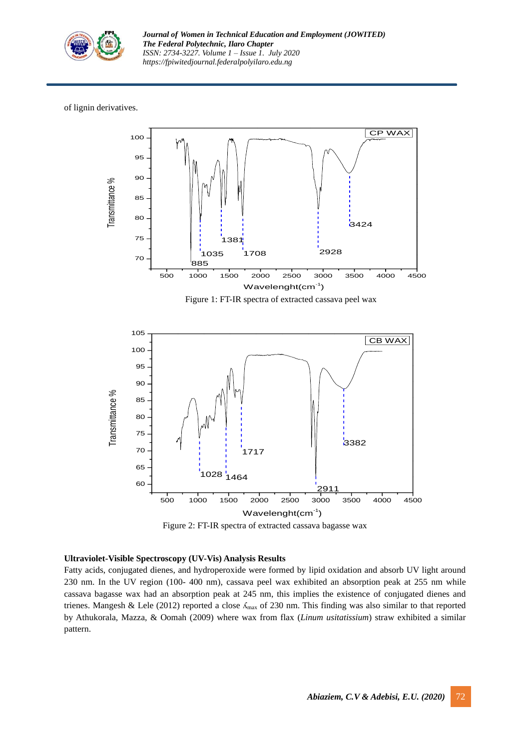of lignin derivatives.

CP WAX

Transmittance %

100
95
90
85
80
75
70

885
1035
1381
1708
2928
3424

500 1000 1500 2000 2500 3000 3500 4000 4500

Wavelenght(cm$^{-1}$)

Figure 1: FT-IR spectra of extracted cassava peel wax

CB WAX

Transmittance %

105
100
95
90
85
80
75
70
65
60

1028
1464
1717
2911
3382

500 1000 1500 2000 2500 3000 3500 4000 4500

Wavelenght(cm$^{-1}$)

Figure 2: FT-IR spectra of extracted cassava bagasse wax

**Ultraviolet-Visible Spectroscopy (UV-Vis) Analysis Results**

Fatty acids, conjugated dienes, and hydroperoxide were formed by lipid oxidation and absorb UV light around 230 nm. In the UV region (100- 400 nm), cassava peel wax exhibited an absorption peak at 255 nm while cassava bagasse wax had an absorption peak at 245 nm, this implies the existence of conjugated dienes and trienes. Mangesh & Lele (2012) reported a close $\lambda_{max}$ of 230 nm. This finding was also similar to that reported by Athukorala, Mazza, & Oomah (2009) where wax from flax (*Linum usitatissium*) straw exhibited a similar pattern.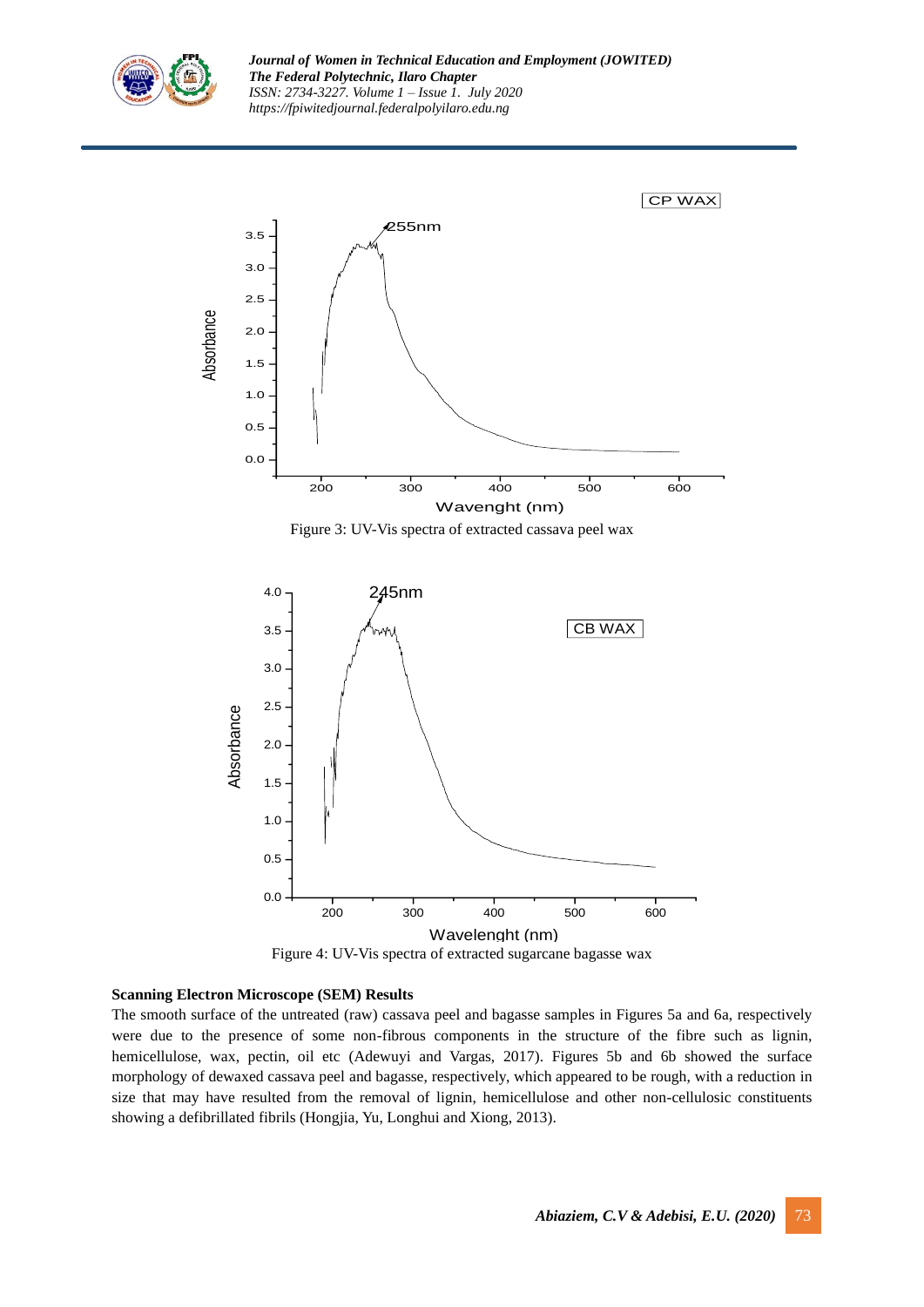CP WAX

255nm

Absorbance

3.5
3.0
2.5
2.0
1.5
1.0
0.5
0.0

200
300
400
500
600

Wavenght (nm)

Figure 3: UV-Vis spectra of extracted cassava peel wax

245nm

CB WAX

Absorbance

4.0
3.5
3.0
2.5
2.0
1.5
1.0
0.5
0.0

200
300
400
500
600

Wavelenght (nm)

Figure 4: UV-Vis spectra of extracted sugarcane bagasse wax

**Scanning Electron Microscope (SEM) Results**

The smooth surface of the untreated (raw) cassava peel and bagasse samples in Figures 5a and 6a, respectively were due to the presence of some non-fibrous components in the structure of the fibre such as lignin, hemicellulose, wax, pectin, oil etc (Adewuyi and Vargas, 2017). Figures 5b and 6b showed the surface morphology of dewaxed cassava peel and bagasse, respectively, which appeared to be rough, with a reduction in size that may have resulted from the removal of lignin, hemicellulose and other non-cellulosic constituents showing a defibrillated fibrils (Hongjia, Yu, Longhui and Xiong, 2013).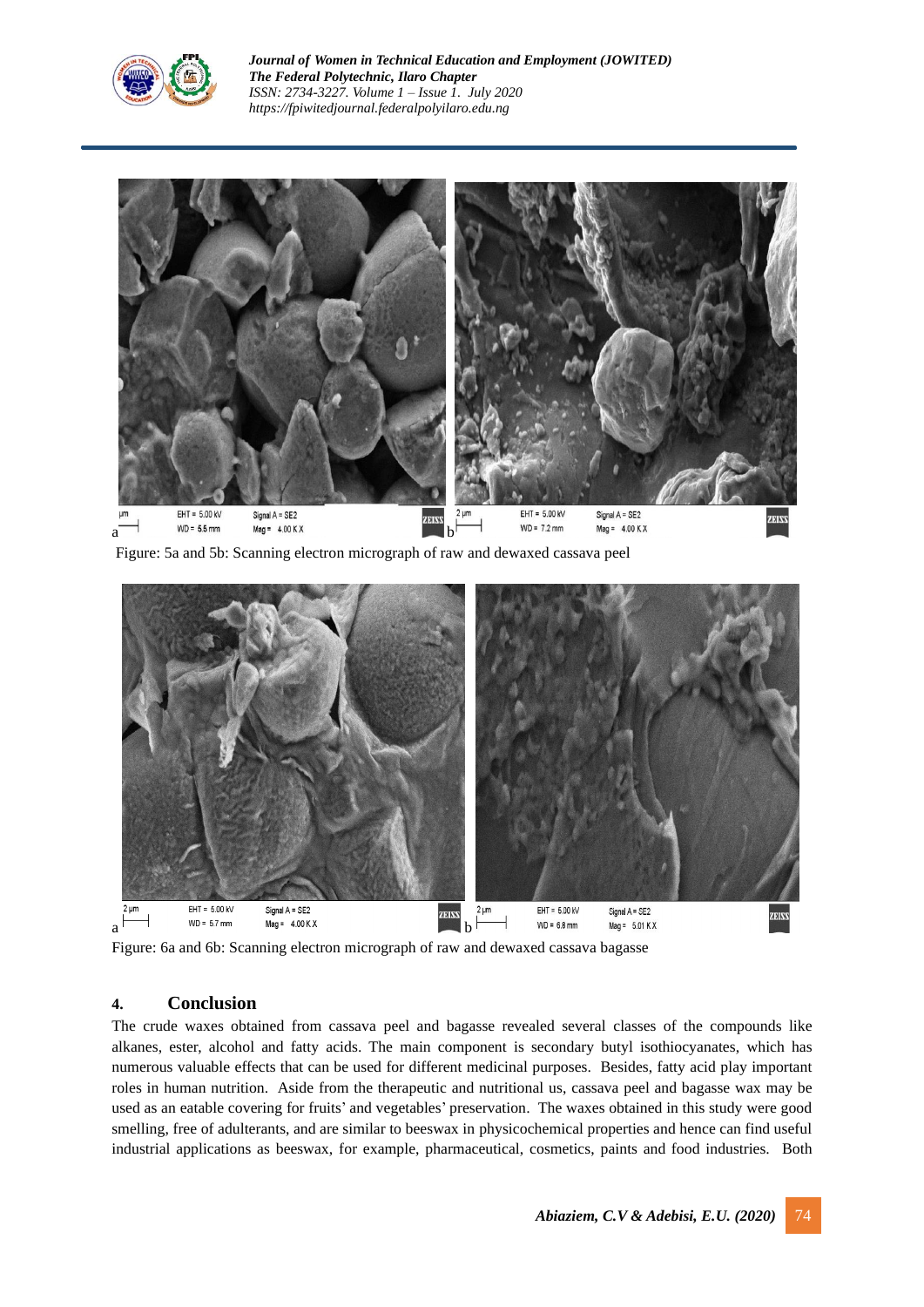a

b

Figure: 5a and 5b: Scanning electron micrograph of raw and dewaxed cassava peel

a

b

Figure: 6a and 6b: Scanning electron micrograph of raw and dewaxed cassava bagasse

## 4. Conclusion

The crude waxes obtained from cassava peel and bagasse revealed several classes of the compounds like alkanes, ester, alcohol and fatty acids. The main component is secondary butyl isothiocyanates, which has numerous valuable effects that can be used for different medicinal purposes. Besides, fatty acid play important roles in human nutrition. Aside from the therapeutic and nutritional us, cassava peel and bagasse wax may be used as an eatable covering for fruits' and vegetables' preservation. The waxes obtained in this study were good smelling, free of adulterants, and are similar to beeswax in physicochemical properties and hence can find useful industrial applications as beeswax, for example, pharmaceutical, cosmetics, paints and food industries. Both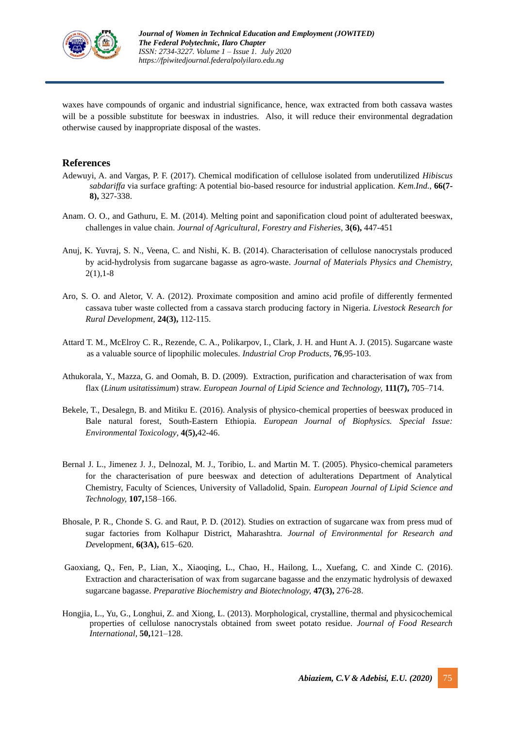waxes have compounds of organic and industrial significance, hence, wax extracted from both cassava wastes will be a possible substitute for beeswax in industries. Also, it will reduce their environmental degradation otherwise caused by inappropriate disposal of the wastes.

## References

Adewuyi, A. and Vargas, P. F. (2017). Chemical modification of cellulose isolated from underutilized *Hibiscus sabdariffa* via surface grafting: A potential bio-based resource for industrial application. *Kem.Ind.,* **66(7-8),** 327-338.

Anam. O. O., and Gathuru, E. M. (2014). Melting point and saponification cloud point of adulterated beeswax, challenges in value chain. *Journal of Agricultural, Forestry and Fisheries,* **3(6),** 447-451

Anuj, K. Yuvraj, S. N., Veena, C. and Nishi, K. B. (2014). Characterisation of cellulose nanocrystals produced by acid-hydrolysis from sugarcane bagasse as agro-waste. *Journal of Materials Physics and Chemistry,* 2(1),1-8

Aro, S. O. and Aletor, V. A. (2012). Proximate composition and amino acid profile of differently fermented cassava tuber waste collected from a cassava starch producing factory in Nigeria. *Livestock Research for Rural Development,* **24(3),** 112-115.

Attard T. M., McElroy C. R., Rezende, C. A., Polikarpov, I., Clark, J. H. and Hunt A. J. (2015). Sugarcane waste as a valuable source of lipophilic molecules. *Industrial Crop Products,* **76**,95-103.

Athukorala, Y., Mazza, G. and Oomah, B. D. (2009). Extraction, purification and characterisation of wax from flax (*Linum usitatissimum*) straw. *European Journal of Lipid Science and Technology,* **111(7),** 705–714.

Bekele, T., Desalegn, B. and Mitiku E. (2016). Analysis of physico-chemical properties of beeswax produced in Bale natural forest, South-Eastern Ethiopia. *European Journal of Biophysics. Special Issue: Environmental Toxicology*, **4(5),**42-46.

Bernal J. L., Jimenez J. J., Delnozal, M. J., Toribio, L. and Martin M. T. (2005). Physico-chemical parameters for the characterisation of pure beeswax and detection of adulterations Department of Analytical Chemistry, Faculty of Sciences, University of Valladolid, Spain. *European Journal of Lipid Science and Technology,* **107,**158–166.

Bhosale, P. R., Chonde S. G. and Raut, P. D. (2012). Studies on extraction of sugarcane wax from press mud of sugar factories from Kolhapur District, Maharashtra. *Journal of Environmental for Research and Dev*elopment, **6(3A),** 615–620.

Gaoxiang, Q., Fen, P., Lian, X., Xiaoqing, L., Chao, H., Hailong, L., Xuefang, C. and Xinde C. (2016). Extraction and characterisation of wax from sugarcane bagasse and the enzymatic hydrolysis of dewaxed sugarcane bagasse. *Preparative Biochemistry and Biotechnology,* **47(3),** 276-28.

Hongjia, L., Yu, G., Longhui, Z. and Xiong, L. (2013). Morphological, crystalline, thermal and physicochemical properties of cellulose nanocrystals obtained from sweet potato residue. *Journal of Food Research International,* **50,**121–128.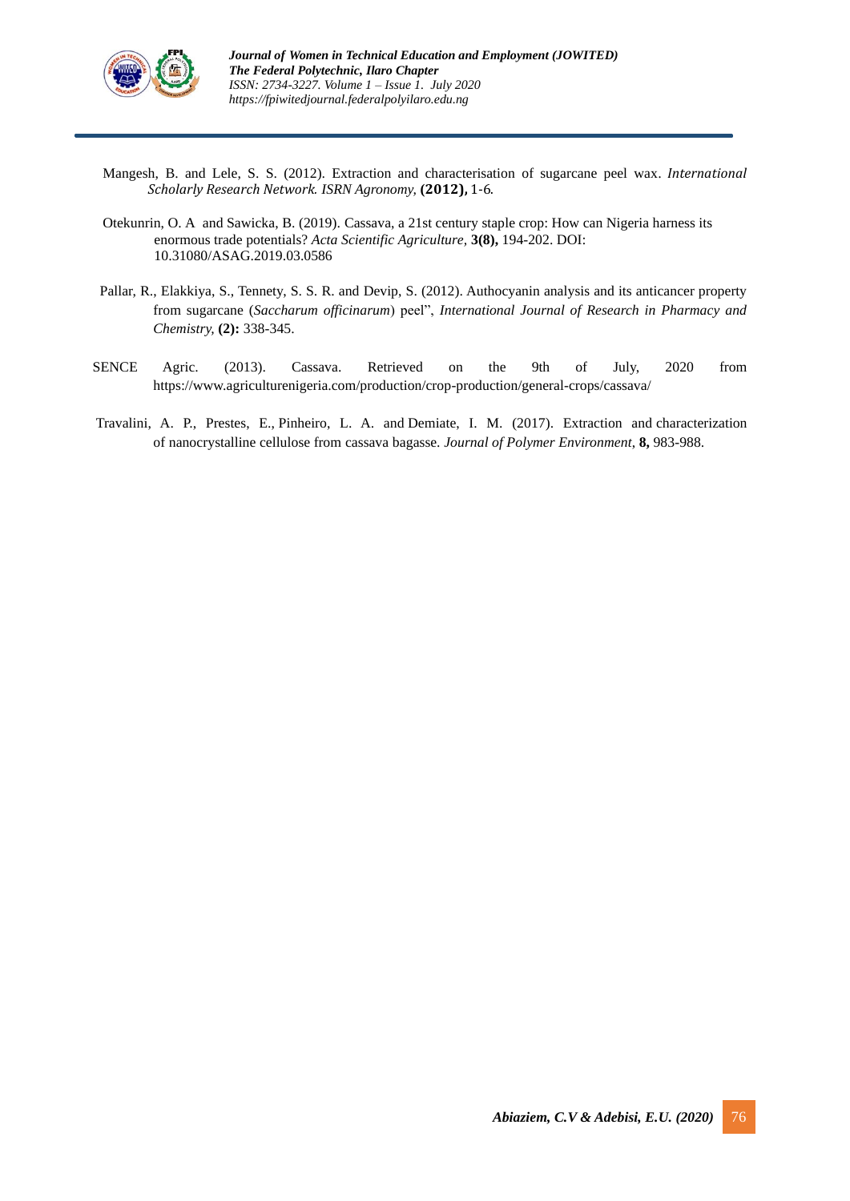Mangesh, B. and Lele, S. S. (2012). Extraction and characterisation of sugarcane peel wax. *International Scholarly Research Network. ISRN Agronomy,* **(2012),** 1-6.

Otekunrin, O. A and Sawicka, B. (2019). Cassava, a 21st century staple crop: How can Nigeria harness its enormous trade potentials? *Acta Scientific Agriculture,* **3(8),** 194-202. DOI: 10.31080/ASAG.2019.03.0586

Pallar, R., Elakkiya, S., Tennety, S. S. R. and Devip, S. (2012). Authocyanin analysis and its anticancer property from sugarcane (*Saccharum officinarum*) peel", *International Journal of Research in Pharmacy and Chemistry,* **(2):** 338-345.

SENCE Agric. (2013). Cassava. Retrieved on the 9th of July, 2020 from https://www.agriculturenigeria.com/production/crop-production/general-crops/cassava/

Travalini, A. P., Prestes, E., Pinheiro, L. A. and Demiate, I. M. (2017). Extraction and characterization of nanocrystalline cellulose from cassava bagasse. *Journal of Polymer Environment*, **8,** 983-988.